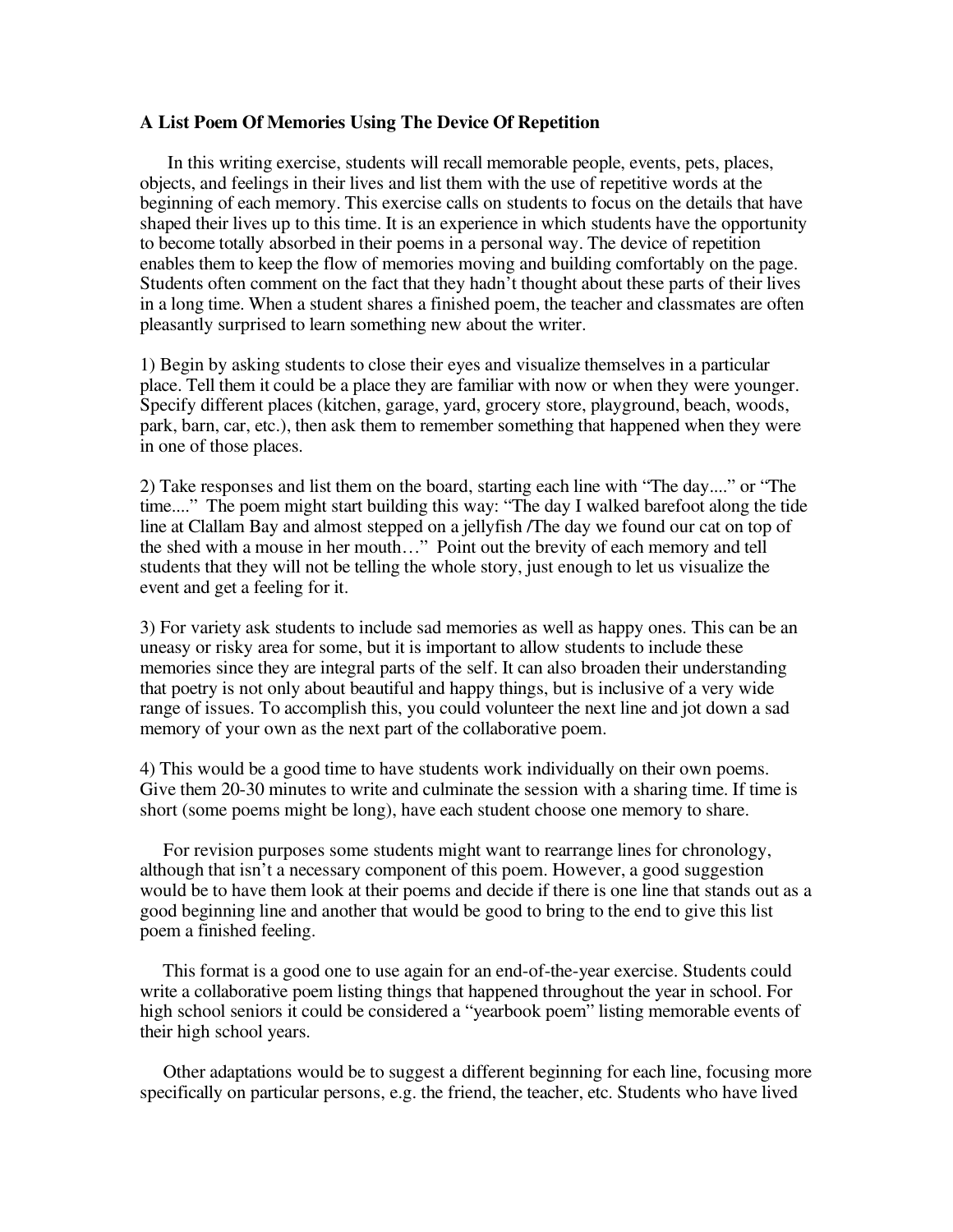**A List Poem Of Memories Using The Device Of Repetition**

In this writing exercise, students will recall memorable people, events, pets, places, objects, and feelings in their lives and list them with the use of repetitive words at the beginning of each memory. This exercise calls on students to focus on the details that have shaped their lives up to this time. It is an experience in which students have the opportunity to become totally absorbed in their poems in a personal way. The device of repetition enables them to keep the flow of memories moving and building comfortably on the page. Students often comment on the fact that they hadn't thought about these parts of their lives in a long time. When a student shares a finished poem, the teacher and classmates are often pleasantly surprised to learn something new about the writer.

1) Begin by asking students to close their eyes and visualize themselves in a particular place. Tell them it could be a place they are familiar with now or when they were younger. Specify different places (kitchen, garage, yard, grocery store, playground, beach, woods, park, barn, car, etc.), then ask them to remember something that happened when they were in one of those places.

2) Take responses and list them on the board, starting each line with "The day...." or "The time...." The poem might start building this way: "The day I walked barefoot along the tide line at Clallam Bay and almost stepped on a jellyfish /The day we found our cat on top of the shed with a mouse in her mouth…" Point out the brevity of each memory and tell students that they will not be telling the whole story, just enough to let us visualize the event and get a feeling for it.

3) For variety ask students to include sad memories as well as happy ones. This can be an uneasy or risky area for some, but it is important to allow students to include these memories since they are integral parts of the self. It can also broaden their understanding that poetry is not only about beautiful and happy things, but is inclusive of a very wide range of issues. To accomplish this, you could volunteer the next line and jot down a sad memory of your own as the next part of the collaborative poem.

4) This would be a good time to have students work individually on their own poems. Give them 20-30 minutes to write and culminate the session with a sharing time. If time is short (some poems might be long), have each student choose one memory to share.

For revision purposes some students might want to rearrange lines for chronology, although that isn't a necessary component of this poem. However, a good suggestion would be to have them look at their poems and decide if there is one line that stands out as a good beginning line and another that would be good to bring to the end to give this list poem a finished feeling.

This format is a good one to use again for an end-of-the-year exercise. Students could write a collaborative poem listing things that happened throughout the year in school. For high school seniors it could be considered a "yearbook poem" listing memorable events of their high school years.

Other adaptations would be to suggest a different beginning for each line, focusing more specifically on particular persons, e.g. the friend, the teacher, etc. Students who have lived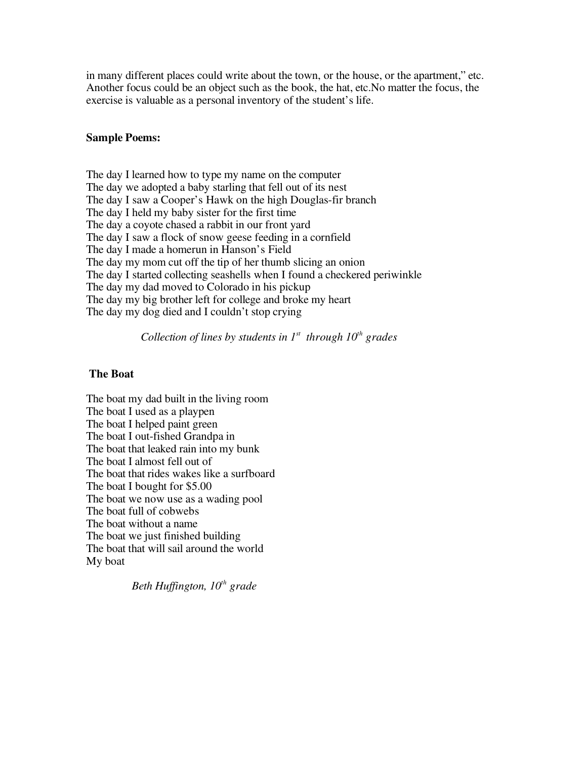in many different places could write about the town, or the house, or the apartment," etc. Another focus could be an object such as the book, the hat, etc.No matter the focus, the exercise is valuable as a personal inventory of the student's life.

**Sample Poems:**

The day I learned how to type my name on the computer
The day we adopted a baby starling that fell out of its nest
The day I saw a Cooper's Hawk on the high Douglas-fir branch
The day I held my baby sister for the first time
The day a coyote chased a rabbit in our front yard
The day I saw a flock of snow geese feeding in a cornfield
The day I made a homerun in Hanson's Field
The day my mom cut off the tip of her thumb slicing an onion
The day I started collecting seashells when I found a checkered periwinkle
The day my dad moved to Colorado in his pickup
The day my big brother left for college and broke my heart
The day my dog died and I couldn't stop crying

*Collection of lines by students in 1st through 10th grades*

**The Boat**

The boat my dad built in the living room
The boat I used as a playpen
The boat I helped paint green
The boat I out-fished Grandpa in
The boat that leaked rain into my bunk
The boat I almost fell out of
The boat that rides wakes like a surfboard
The boat I bought for $5.00
The boat we now use as a wading pool
The boat full of cobwebs
The boat without a name
The boat we just finished building
The boat that will sail around the world
My boat

*Beth Huffington, 10th grade*